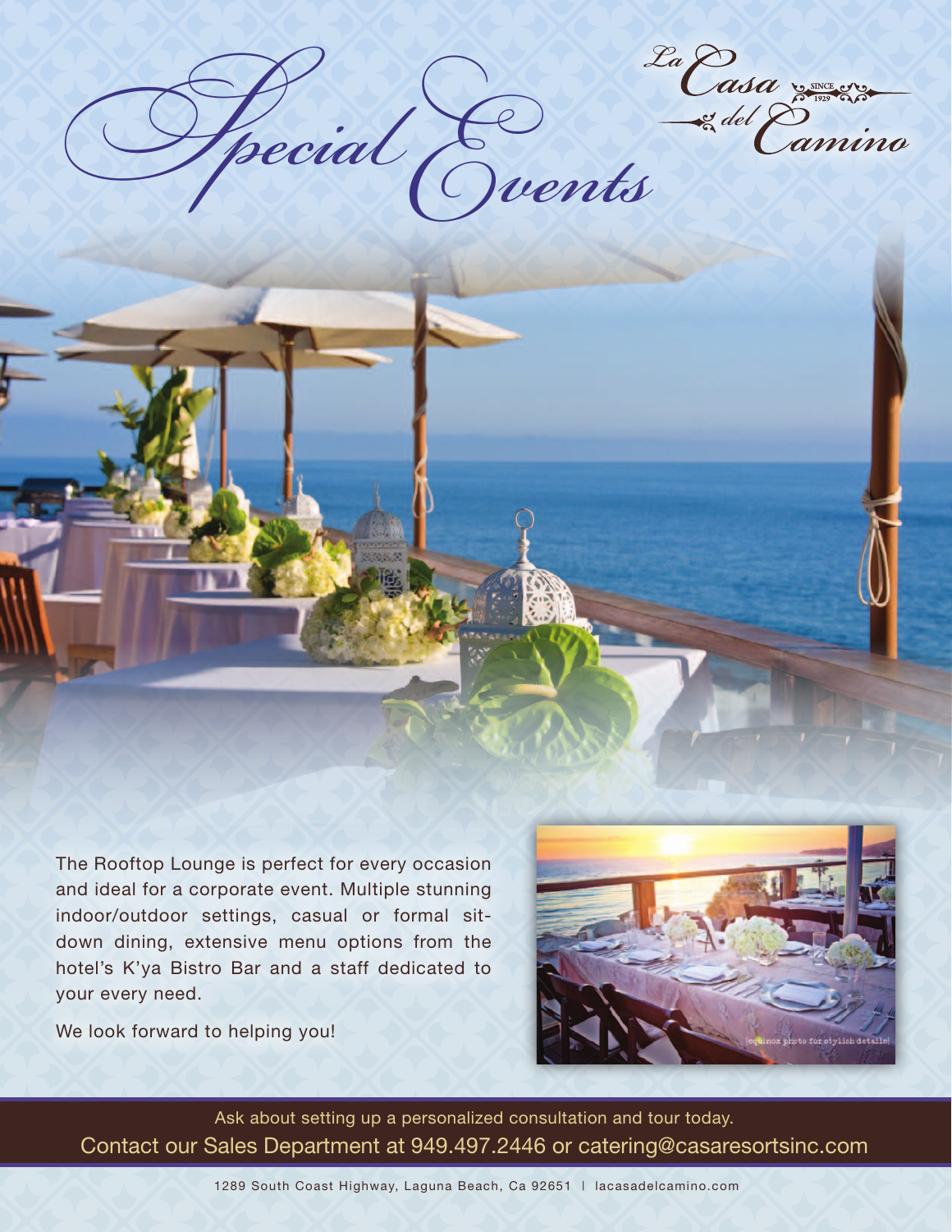# Special Events

La Casa del Camino — Since 1929

The Rooftop Lounge is perfect for every occasion and ideal for a corporate event. Multiple stunning indoor/outdoor settings, casual or formal sit-down dining, extensive menu options from the hotel's K'ya Bistro Bar and a staff dedicated to your every need.

We look forward to helping you!

Ask about setting up a personalized consultation and tour today.

Contact our Sales Department at 949.497.2446 or catering@casaresortsinc.com

1289 South Coast Highway, Laguna Beach, Ca 92651 | lacasadelcamino.com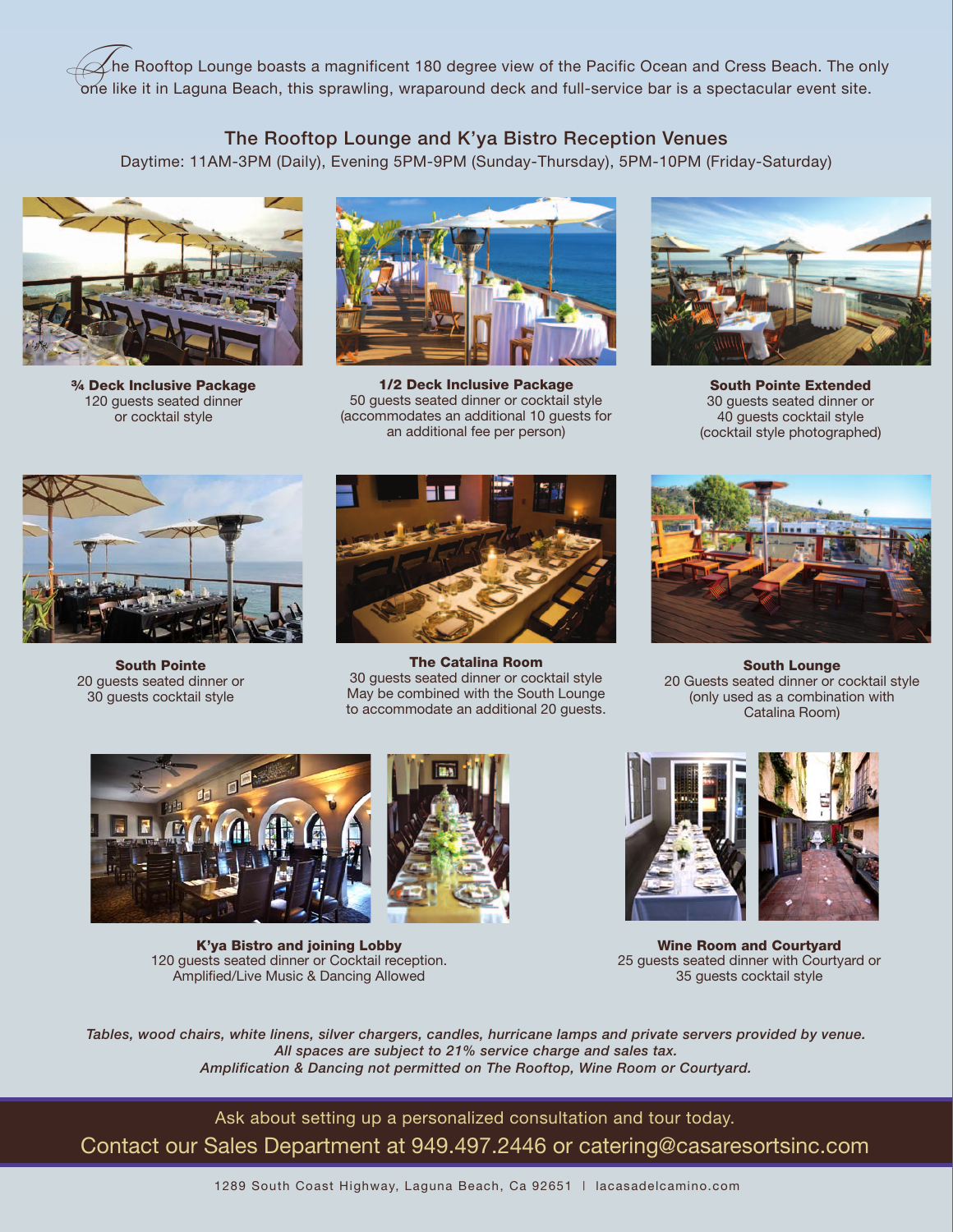The Rooftop Lounge boasts a magnificent 180 degree view of the Pacific Ocean and Cress Beach. The only one like it in Laguna Beach, this sprawling, wraparound deck and full-service bar is a spectacular event site.

## The Rooftop Lounge and K'ya Bistro Reception Venues

Daytime: 11AM-3PM (Daily), Evening 5PM-9PM (Sunday-Thursday), 5PM-10PM (Friday-Saturday)

**¾ Deck Inclusive Package**
120 guests seated dinner or cocktail style

**1/2 Deck Inclusive Package**
50 guests seated dinner or cocktail style (accommodates an additional 10 guests for an additional fee per person)

**South Pointe Extended**
30 guests seated dinner or 40 guests cocktail style (cocktail style photographed)

**South Pointe**
20 guests seated dinner or 30 guests cocktail style

**The Catalina Room**
30 guests seated dinner or cocktail style
May be combined with the South Lounge to accommodate an additional 20 guests.

**South Lounge**
20 Guests seated dinner or cocktail style (only used as a combination with Catalina Room)

**K'ya Bistro and joining Lobby**
120 guests seated dinner or Cocktail reception.
Amplified/Live Music & Dancing Allowed

**Wine Room and Courtyard**
25 guests seated dinner with Courtyard or 35 guests cocktail style

*Tables, wood chairs, white linens, silver chargers, candles, hurricane lamps and private servers provided by venue.*
*All spaces are subject to 21% service charge and sales tax.*
*Amplification & Dancing not permitted on The Rooftop, Wine Room or Courtyard.*

Ask about setting up a personalized consultation and tour today.

Contact our Sales Department at 949.497.2446 or catering@casaresortsinc.com

1289 South Coast Highway, Laguna Beach, Ca 92651 | lacasadelcamino.com